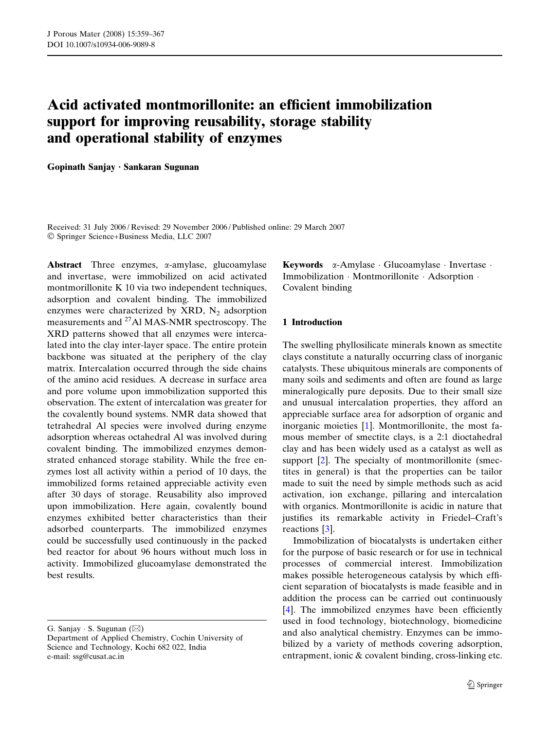# Acid activated montmorillonite: an efficient immobilization support for improving reusability, storage stability and operational stability of enzymes

**Gopinath Sanjay · Sankaran Sugunan**

Received: 31 July 2006 / Revised: 29 November 2006 / Published online: 29 March 2007
© Springer Science+Business Media, LLC 2007

**Abstract** Three enzymes, α-amylase, glucoamylase and invertase, were immobilized on acid activated montmorillonite K 10 via two independent techniques, adsorption and covalent binding. The immobilized enzymes were characterized by XRD, $N_2$ adsorption measurements and $^{27}Al$ MAS-NMR spectroscopy. The XRD patterns showed that all enzymes were intercalated into the clay inter-layer space. The entire protein backbone was situated at the periphery of the clay matrix. Intercalation occurred through the side chains of the amino acid residues. A decrease in surface area and pore volume upon immobilization supported this observation. The extent of intercalation was greater for the covalently bound systems. NMR data showed that tetrahedral Al species were involved during enzyme adsorption whereas octahedral Al was involved during covalent binding. The immobilized enzymes demonstrated enhanced storage stability. While the free enzymes lost all activity within a period of 10 days, the immobilized forms retained appreciable activity even after 30 days of storage. Reusability also improved upon immobilization. Here again, covalently bound enzymes exhibited better characteristics than their adsorbed counterparts. The immobilized enzymes could be successfully used continuously in the packed bed reactor for about 96 hours without much loss in activity. Immobilized glucoamylase demonstrated the best results.

**Keywords** α-Amylase · Glucoamylase · Invertase · Immobilization · Montmorillonite · Adsorption · Covalent binding

G. Sanjay · S. Sugunan (✉)
Department of Applied Chemistry, Cochin University of Science and Technology, Kochi 682 022, India
e-mail: ssg@cusat.ac.in

## 1 Introduction

The swelling phyllosilicate minerals known as smectite clays constitute a naturally occurring class of inorganic catalysts. These ubiquitous minerals are components of many soils and sediments and often are found as large mineralogically pure deposits. Due to their small size and unusual intercalation properties, they afford an appreciable surface area for adsorption of organic and inorganic moieties [1]. Montmorillonite, the most famous member of smectite clays, is a 2:1 dioctahedral clay and has been widely used as a catalyst as well as support [2]. The specialty of montmorillonite (smectites in general) is that the properties can be tailor made to suit the need by simple methods such as acid activation, ion exchange, pillaring and intercalation with organics. Montmorillonite is acidic in nature that justifies its remarkable activity in Friedel–Craft's reactions [3].

Immobilization of biocatalysts is undertaken either for the purpose of basic research or for use in technical processes of commercial interest. Immobilization makes possible heterogeneous catalysis by which efficient separation of biocatalysts is made feasible and in addition the process can be carried out continuously [4]. The immobilized enzymes have been efficiently used in food technology, biotechnology, biomedicine and also analytical chemistry. Enzymes can be immobilized by a variety of methods covering adsorption, entrapment, ionic & covalent binding, cross-linking etc.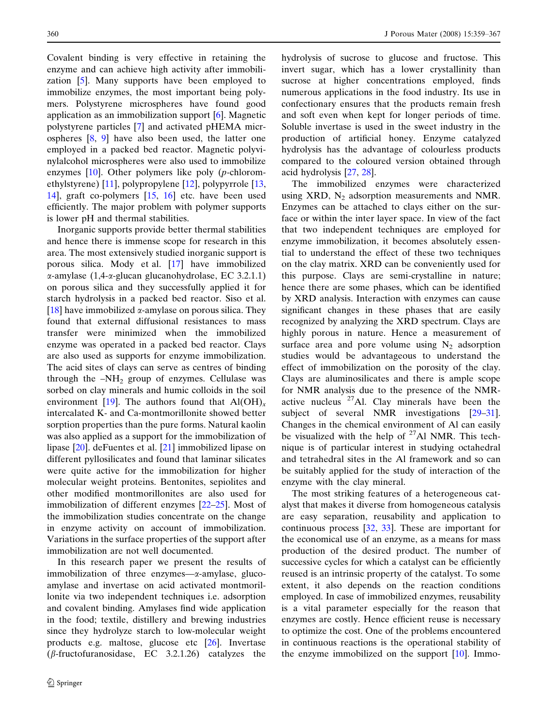Covalent binding is very effective in retaining the enzyme and can achieve high activity after immobilization [5]. Many supports have been employed to immobilize enzymes, the most important being polymers. Polystyrene microspheres have found good application as an immobilization support [6]. Magnetic polystyrene particles [7] and activated pHEMA microspheres [8, 9] have also been used, the latter one employed in a packed bed reactor. Magnetic polyvinylalcohol microspheres were also used to immobilize enzymes [10]. Other polymers like poly (*p*-chloromethylstyrene) [11], polypropylene [12], polypyrrole [13, 14], graft co-polymers [15, 16] etc. have been used efficiently. The major problem with polymer supports is lower pH and thermal stabilities.

Inorganic supports provide better thermal stabilities and hence there is immense scope for research in this area. The most extensively studied inorganic support is porous silica. Mody et al. [17] have immobilized α-amylase (1,4-α-glucan glucanohydrolase, EC 3.2.1.1) on porous silica and they successfully applied it for starch hydrolysis in a packed bed reactor. Siso et al. [18] have immobilized α-amylase on porous silica. They found that external diffusional resistances to mass transfer were minimized when the immobilized enzyme was operated in a packed bed reactor. Clays are also used as supports for enzyme immobilization. The acid sites of clays can serve as centres of binding through the $-NH_2$ group of enzymes. Cellulase was sorbed on clay minerals and humic colloids in the soil environment [19]. The authors found that $Al(OH)_x$ intercalated K- and Ca-montmorillonite showed better sorption properties than the pure forms. Natural kaolin was also applied as a support for the immobilization of lipase [20]. deFuentes et al. [21] immobilized lipase on different pyllosilicates and found that laminar silicates were quite active for the immobilization for higher molecular weight proteins. Bentonites, sepiolites and other modified montmorillonites are also used for immobilization of different enzymes [22–25]. Most of the immobilization studies concentrate on the change in enzyme activity on account of immobilization. Variations in the surface properties of the support after immobilization are not well documented.

In this research paper we present the results of immobilization of three enzymes—α-amylase, glucoamylase and invertase on acid activated montmorillonite via two independent techniques i.e. adsorption and covalent binding. Amylases find wide application in the food; textile, distillery and brewing industries since they hydrolyze starch to low-molecular weight products e.g. maltose, glucose etc [26]. Invertase (*β*-fructofuranosidase, EC 3.2.1.26) catalyzes the hydrolysis of sucrose to glucose and fructose. This invert sugar, which has a lower crystallinity than sucrose at higher concentrations employed, finds numerous applications in the food industry. Its use in confectionary ensures that the products remain fresh and soft even when kept for longer periods of time. Soluble invertase is used in the sweet industry in the production of artificial honey. Enzyme catalyzed hydrolysis has the advantage of colourless products compared to the coloured version obtained through acid hydrolysis [27, 28].

The immobilized enzymes were characterized using XRD, $N_2$ adsorption measurements and NMR. Enzymes can be attached to clays either on the surface or within the inter layer space. In view of the fact that two independent techniques are employed for enzyme immobilization, it becomes absolutely essential to understand the effect of these two techniques on the clay matrix. XRD can be conveniently used for this purpose. Clays are semi-crystalline in nature; hence there are some phases, which can be identified by XRD analysis. Interaction with enzymes can cause significant changes in these phases that are easily recognized by analyzing the XRD spectrum. Clays are highly porous in nature. Hence a measurement of surface area and pore volume using $N_2$ adsorption studies would be advantageous to understand the effect of immobilization on the porosity of the clay. Clays are aluminosilicates and there is ample scope for NMR analysis due to the presence of the NMR-active nucleus $^{27}Al$. Clay minerals have been the subject of several NMR investigations [29–31]. Changes in the chemical environment of Al can easily be visualized with the help of $^{27}Al$ NMR. This technique is of particular interest in studying octahedral and tetrahedral sites in the Al framework and so can be suitably applied for the study of interaction of the enzyme with the clay mineral.

The most striking features of a heterogeneous catalyst that makes it diverse from homogeneous catalysis are easy separation, reusability and application to continuous process [32, 33]. These are important for the economical use of an enzyme, as a means for mass production of the desired product. The number of successive cycles for which a catalyst can be efficiently reused is an intrinsic property of the catalyst. To some extent, it also depends on the reaction conditions employed. In case of immobilized enzymes, reusability is a vital parameter especially for the reason that enzymes are costly. Hence efficient reuse is necessary to optimize the cost. One of the problems encountered in continuous reactions is the operational stability of the enzyme immobilized on the support [10]. Immo-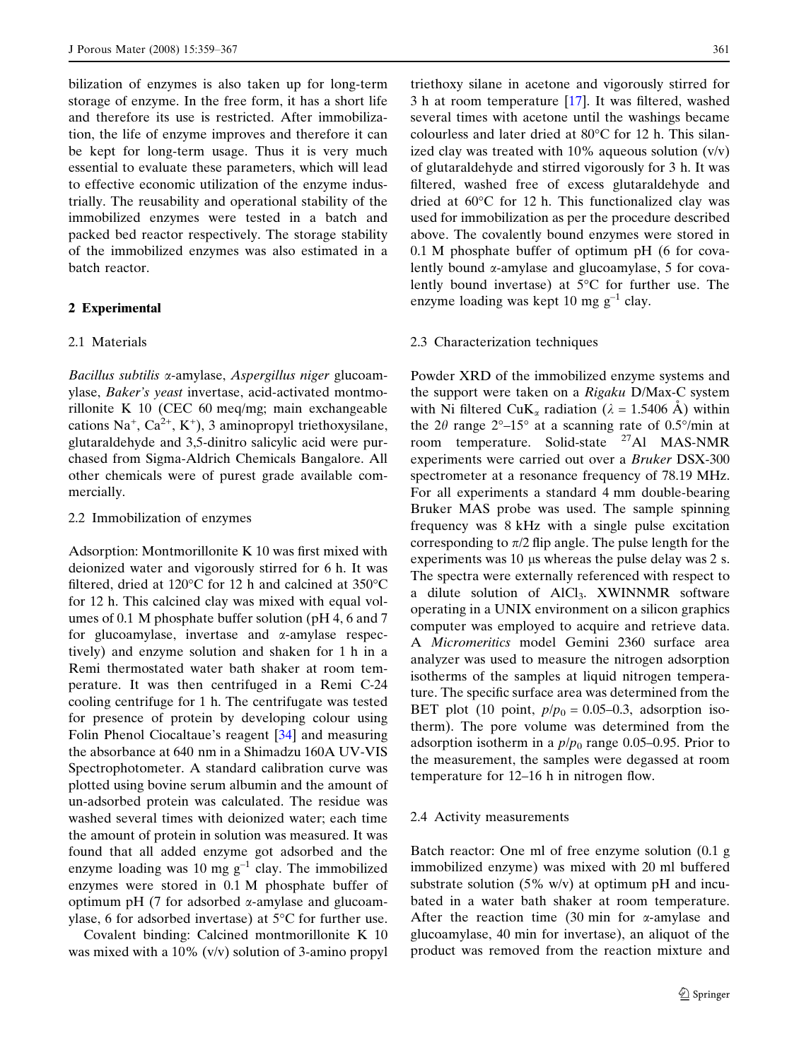bilization of enzymes is also taken up for long-term storage of enzyme. In the free form, it has a short life and therefore its use is restricted. After immobilization, the life of enzyme improves and therefore it can be kept for long-term usage. Thus it is very much essential to evaluate these parameters, which will lead to effective economic utilization of the enzyme industrially. The reusability and operational stability of the immobilized enzymes were tested in a batch and packed bed reactor respectively. The storage stability of the immobilized enzymes was also estimated in a batch reactor.

## 2 Experimental

### 2.1 Materials

*Bacillus subtilis* α-amylase, *Aspergillus niger* glucoamylase, *Baker's yeast* invertase, acid-activated montmorillonite K 10 (CEC 60 meq/mg; main exchangeable cations $Na^+$, $Ca^{2+}$, $K^+$), 3 aminopropyl triethoxysilane, glutaraldehyde and 3,5-dinitro salicylic acid were purchased from Sigma-Aldrich Chemicals Bangalore. All other chemicals were of purest grade available commercially.

### 2.2 Immobilization of enzymes

Adsorption: Montmorillonite K 10 was first mixed with deionized water and vigorously stirred for 6 h. It was filtered, dried at 120°C for 12 h and calcined at 350°C for 12 h. This calcined clay was mixed with equal volumes of 0.1 M phosphate buffer solution (pH 4, 6 and 7 for glucoamylase, invertase and α-amylase respectively) and enzyme solution and shaken for 1 h in a Remi thermostated water bath shaker at room temperature. It was then centrifuged in a Remi C-24 cooling centrifuge for 1 h. The centrifugate was tested for presence of protein by developing colour using Folin Phenol Ciocaltaue's reagent [34] and measuring the absorbance at 640 nm in a Shimadzu 160A UV-VIS Spectrophotometer. A standard calibration curve was plotted using bovine serum albumin and the amount of un-adsorbed protein was calculated. The residue was washed several times with deionized water; each time the amount of protein in solution was measured. It was found that all added enzyme got adsorbed and the enzyme loading was 10 mg $g^{-1}$ clay. The immobilized enzymes were stored in 0.1 M phosphate buffer of optimum pH (7 for adsorbed α-amylase and glucoamylase, 6 for adsorbed invertase) at 5°C for further use.

Covalent binding: Calcined montmorillonite K 10 was mixed with a 10% (v/v) solution of 3-amino propyl triethoxy silane in acetone and vigorously stirred for 3 h at room temperature [17]. It was filtered, washed several times with acetone until the washings became colourless and later dried at 80°C for 12 h. This silanized clay was treated with 10% aqueous solution (v/v) of glutaraldehyde and stirred vigorously for 3 h. It was filtered, washed free of excess glutaraldehyde and dried at 60°C for 12 h. This functionalized clay was used for immobilization as per the procedure described above. The covalently bound enzymes were stored in 0.1 M phosphate buffer of optimum pH (6 for covalently bound α-amylase and glucoamylase, 5 for covalently bound invertase) at 5°C for further use. The enzyme loading was kept 10 mg $g^{-1}$ clay.

### 2.3 Characterization techniques

Powder XRD of the immobilized enzyme systems and the support were taken on a *Rigaku* D/Max-C system with Ni filtered $CuK_\alpha$ radiation ($\lambda$ = 1.5406 Å) within the $2\theta$ range 2°–15° at a scanning rate of 0.5°/min at room temperature. Solid-state $^{27}$Al MAS-NMR experiments were carried out over a *Bruker* DSX-300 spectrometer at a resonance frequency of 78.19 MHz. For all experiments a standard 4 mm double-bearing Bruker MAS probe was used. The sample spinning frequency was 8 kHz with a single pulse excitation corresponding to $\pi/2$ flip angle. The pulse length for the experiments was 10 μs whereas the pulse delay was 2 s. The spectra were externally referenced with respect to a dilute solution of $AlCl_3$. XWINNMR software operating in a UNIX environment on a silicon graphics computer was employed to acquire and retrieve data. A *Micromeritics* model Gemini 2360 surface area analyzer was used to measure the nitrogen adsorption isotherms of the samples at liquid nitrogen temperature. The specific surface area was determined from the BET plot (10 point, $p/p_0$ = 0.05–0.3, adsorption isotherm). The pore volume was determined from the adsorption isotherm in a $p/p_0$ range 0.05–0.95. Prior to the measurement, the samples were degassed at room temperature for 12–16 h in nitrogen flow.

### 2.4 Activity measurements

Batch reactor: One ml of free enzyme solution (0.1 g immobilized enzyme) was mixed with 20 ml buffered substrate solution (5% w/v) at optimum pH and incubated in a water bath shaker at room temperature. After the reaction time (30 min for α-amylase and glucoamylase, 40 min for invertase), an aliquot of the product was removed from the reaction mixture and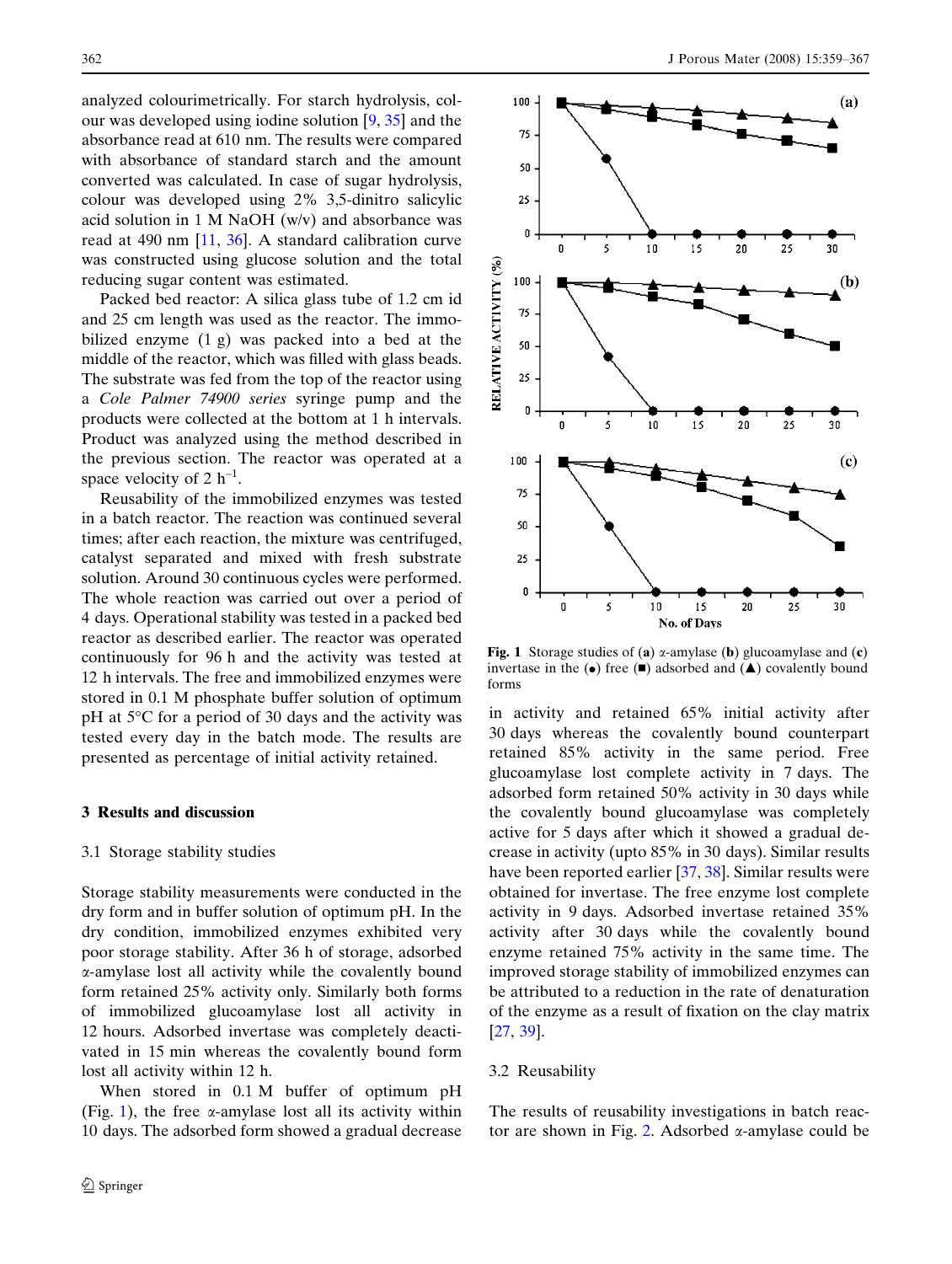analyzed colourimetrically. For starch hydrolysis, colour was developed using iodine solution [9, 35] and the absorbance read at 610 nm. The results were compared with absorbance of standard starch and the amount converted was calculated. In case of sugar hydrolysis, colour was developed using 2% 3,5-dinitro salicylic acid solution in 1 M NaOH (w/v) and absorbance was read at 490 nm [11, 36]. A standard calibration curve was constructed using glucose solution and the total reducing sugar content was estimated.

Packed bed reactor: A silica glass tube of 1.2 cm id and 25 cm length was used as the reactor. The immobilized enzyme (1 g) was packed into a bed at the middle of the reactor, which was filled with glass beads. The substrate was fed from the top of the reactor using a *Cole Palmer 74900 series* syringe pump and the products were collected at the bottom at 1 h intervals. Product was analyzed using the method described in the previous section. The reactor was operated at a space velocity of 2 $h^{-1}$.

Reusability of the immobilized enzymes was tested in a batch reactor. The reaction was continued several times; after each reaction, the mixture was centrifuged, catalyst separated and mixed with fresh substrate solution. Around 30 continuous cycles were performed. The whole reaction was carried out over a period of 4 days. Operational stability was tested in a packed bed reactor as described earlier. The reactor was operated continuously for 96 h and the activity was tested at 12 h intervals. The free and immobilized enzymes were stored in 0.1 M phosphate buffer solution of optimum pH at 5°C for a period of 30 days and the activity was tested every day in the batch mode. The results are presented as percentage of initial activity retained.

## 3 Results and discussion

### 3.1 Storage stability studies

Storage stability measurements were conducted in the dry form and in buffer solution of optimum pH. In the dry condition, immobilized enzymes exhibited very poor storage stability. After 36 h of storage, adsorbed α-amylase lost all activity while the covalently bound form retained 25% activity only. Similarly both forms of immobilized glucoamylase lost all activity in 12 hours. Adsorbed invertase was completely deactivated in 15 min whereas the covalently bound form lost all activity within 12 h.

When stored in 0.1 M buffer of optimum pH (Fig. 1), the free α-amylase lost all its activity within 10 days. The adsorbed form showed a gradual decrease in activity and retained 65% initial activity after 30 days whereas the covalently bound counterpart retained 85% activity in the same period. Free glucoamylase lost complete activity in 7 days. The adsorbed form retained 50% activity in 30 days while the covalently bound glucoamylase was completely active for 5 days after which it showed a gradual decrease in activity (upto 85% in 30 days). Similar results have been reported earlier [37, 38]. Similar results were obtained for invertase. The free enzyme lost complete activity in 9 days. Adsorbed invertase retained 35% activity after 30 days while the covalently bound enzyme retained 75% activity in the same time. The improved storage stability of immobilized enzymes can be attributed to a reduction in the rate of denaturation of the enzyme as a result of fixation on the clay matrix [27, 39].

RELATIVE ACTIVITY (%)
(a) (b) (c)
100
75
50
25
0
0 5 10 15 20 25 30
No. of Days

**Fig. 1** Storage studies of (**a**) α-amylase (**b**) glucoamylase and (**c**) invertase in the (●) free (■) adsorbed and (▲) covalently bound forms

### 3.2 Reusability

The results of reusability investigations in batch reactor are shown in Fig. 2. Adsorbed α-amylase could be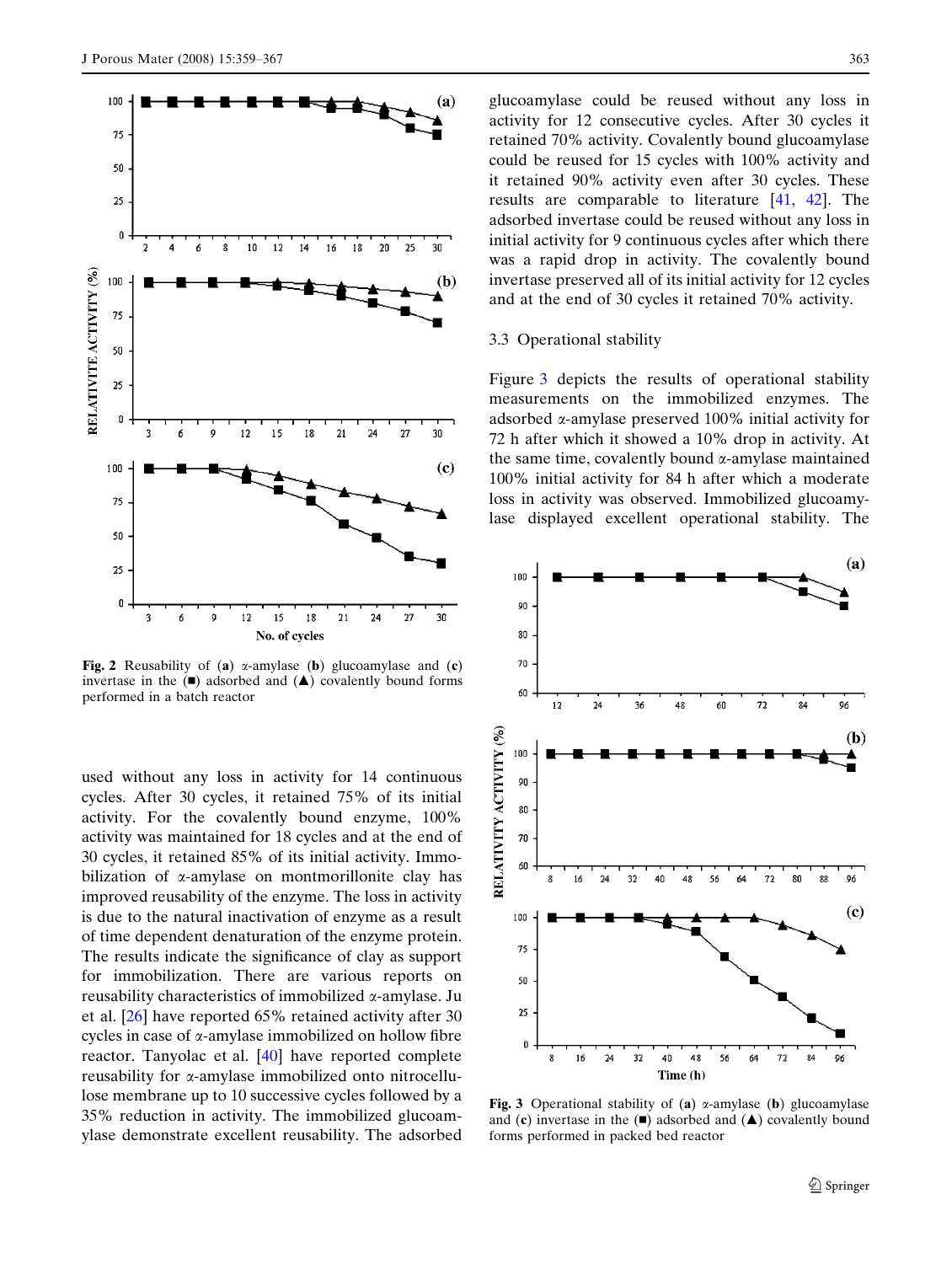(a)

100
75
50
25
0

2 4 6 8 10 12 14 16 18 20 25 30

(b)

100
75
50
25
0

3 6 9 12 15 18 21 24 27 30

(c)

100
75
50
25
0

3 6 9 12 15 18 21 24 27 30

RELATIVE ACTIVITY (%)

No. of cycles

**Fig. 2** Reusability of (**a**) α-amylase (**b**) glucoamylase and (**c**) invertase in the (■) adsorbed and (▲) covalently bound forms performed in a batch reactor

used without any loss in activity for 14 continuous cycles. After 30 cycles, it retained 75% of its initial activity. For the covalently bound enzyme, 100% activity was maintained for 18 cycles and at the end of 30 cycles, it retained 85% of its initial activity. Immobilization of α-amylase on montmorillonite clay has improved reusability of the enzyme. The loss in activity is due to the natural inactivation of enzyme as a result of time dependent denaturation of the enzyme protein. The results indicate the significance of clay as support for immobilization. There are various reports on reusability characteristics of immobilized α-amylase. Ju et al. [26] have reported 65% retained activity after 30 cycles in case of α-amylase immobilized on hollow fibre reactor. Tanyolac et al. [40] have reported complete reusability for α-amylase immobilized onto nitrocellulose membrane up to 10 successive cycles followed by a 35% reduction in activity. The immobilized glucoamylase demonstrate excellent reusability. The adsorbed glucoamylase could be reused without any loss in activity for 12 consecutive cycles. After 30 cycles it retained 70% activity. Covalently bound glucoamylase could be reused for 15 cycles with 100% activity and it retained 90% activity even after 30 cycles. These results are comparable to literature [41, 42]. The adsorbed invertase could be reused without any loss in initial activity for 9 continuous cycles after which there was a rapid drop in activity. The covalently bound invertase preserved all of its initial activity for 12 cycles and at the end of 30 cycles it retained 70% activity.

### 3.3 Operational stability

Figure 3 depicts the results of operational stability measurements on the immobilized enzymes. The adsorbed α-amylase preserved 100% initial activity for 72 h after which it showed a 10% drop in activity. At the same time, covalently bound α-amylase maintained 100% initial activity for 84 h after which a moderate loss in activity was observed. Immobilized glucoamylase displayed excellent operational stability. The

(a)

100
90
80
70
60

12 24 36 48 60 72 84 96

(b)

100
90
80
70
60

8 16 24 32 40 48 56 64 72 80 88 96

(c)

100
75
50
25
0

8 16 24 32 40 48 56 64 72 84 96

RELATIVITY ACTIVITY (%)

Time (h)

**Fig. 3** Operational stability of (**a**) α-amylase (**b**) glucoamylase and (**c**) invertase in the (■) adsorbed and (▲) covalently bound forms performed in packed bed reactor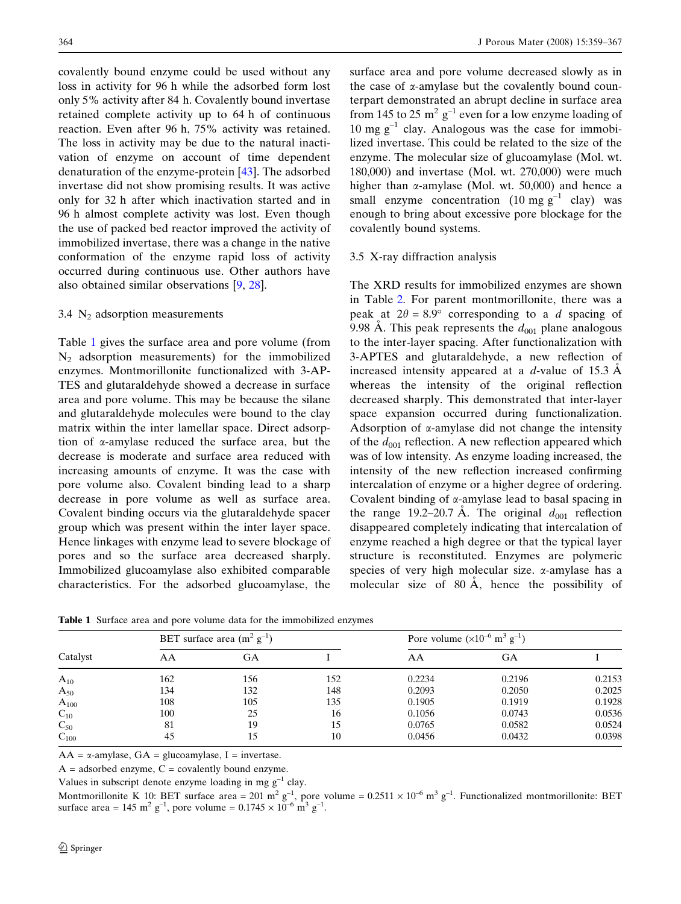covalently bound enzyme could be used without any loss in activity for 96 h while the adsorbed form lost only 5% activity after 84 h. Covalently bound invertase retained complete activity up to 64 h of continuous reaction. Even after 96 h, 75% activity was retained. The loss in activity may be due to the natural inactivation of enzyme on account of time dependent denaturation of the enzyme-protein [43]. The adsorbed invertase did not show promising results. It was active only for 32 h after which inactivation started and in 96 h almost complete activity was lost. Even though the use of packed bed reactor improved the activity of immobilized invertase, there was a change in the native conformation of the enzyme rapid loss of activity occurred during continuous use. Other authors have also obtained similar observations [9, 28].

### 3.4 $N_2$ adsorption measurements

Table 1 gives the surface area and pore volume (from $N_2$ adsorption measurements) for the immobilized enzymes. Montmorillonite functionalized with 3-APTES and glutaraldehyde showed a decrease in surface area and pore volume. This may be because the silane and glutaraldehyde molecules were bound to the clay matrix within the inter lamellar space. Direct adsorption of α-amylase reduced the surface area, but the decrease is moderate and surface area reduced with increasing amounts of enzyme. It was the case with pore volume also. Covalent binding lead to a sharp decrease in pore volume as well as surface area. Covalent binding occurs via the glutaraldehyde spacer group which was present within the inter layer space. Hence linkages with enzyme lead to severe blockage of pores and so the surface area decreased sharply. Immobilized glucoamylase also exhibited comparable characteristics. For the adsorbed glucoamylase, the surface area and pore volume decreased slowly as in the case of α-amylase but the covalently bound counterpart demonstrated an abrupt decline in surface area from 145 to 25 $m^2\ g^{-1}$ even for a low enzyme loading of 10 mg $g^{-1}$ clay. Analogous was the case for immobilized invertase. This could be related to the size of the enzyme. The molecular size of glucoamylase (Mol. wt. 180,000) and invertase (Mol. wt. 270,000) were much higher than α-amylase (Mol. wt. 50,000) and hence a small enzyme concentration (10 mg $g^{-1}$ clay) was enough to bring about excessive pore blockage for the covalently bound systems.

### 3.5 X-ray diffraction analysis

The XRD results for immobilized enzymes are shown in Table 2. For parent montmorillonite, there was a peak at $2\theta = 8.9°$ corresponding to a $d$ spacing of 9.98 Å. This peak represents the $d_{001}$ plane analogous to the inter-layer spacing. After functionalization with 3-APTES and glutaraldehyde, a new reflection of increased intensity appeared at a $d$-value of 15.3 Å whereas the intensity of the original reflection decreased sharply. This demonstrated that inter-layer space expansion occurred during functionalization. Adsorption of α-amylase did not change the intensity of the $d_{001}$ reflection. A new reflection appeared which was of low intensity. As enzyme loading increased, the intensity of the new reflection increased confirming intercalation of enzyme or a higher degree of ordering. Covalent binding of α-amylase lead to basal spacing in the range 19.2–20.7 Å. The original $d_{001}$ reflection disappeared completely indicating that intercalation of enzyme reached a high degree or that the typical layer structure is reconstituted. Enzymes are polymeric species of very high molecular size. α-amylase has a molecular size of 80 Å, hence the possibility of

**Table 1** Surface area and pore volume data for the immobilized enzymes

| Catalyst | BET surface area ($m^2\ g^{-1}$) | | | Pore volume ($\times 10^{-6}\ m^3\ g^{-1}$) | | |
|---|---|---|---|---|---|---|
| | AA | GA | I | AA | GA | I |
| $A_{10}$ | 162 | 156 | 152 | 0.2234 | 0.2196 | 0.2153 |
| $A_{50}$ | 134 | 132 | 148 | 0.2093 | 0.2050 | 0.2025 |
| $A_{100}$ | 108 | 105 | 135 | 0.1905 | 0.1919 | 0.1928 |
| $C_{10}$ | 100 | 25 | 16 | 0.1056 | 0.0743 | 0.0536 |
| $C_{50}$ | 81 | 19 | 15 | 0.0765 | 0.0582 | 0.0524 |
| $C_{100}$ | 45 | 15 | 10 | 0.0456 | 0.0432 | 0.0398 |

AA = α-amylase, GA = glucoamylase, I = invertase.

A = adsorbed enzyme, C = covalently bound enzyme.

Values in subscript denote enzyme loading in mg $g^{-1}$ clay.

Montmorillonite K 10: BET surface area = 201 $m^2\ g^{-1}$, pore volume = $0.2511 \times 10^{-6}\ m^3\ g^{-1}$. Functionalized montmorillonite: BET surface area = 145 $m^2\ g^{-1}$, pore volume = $0.1745 \times 10^{-6}\ m^3\ g^{-1}$.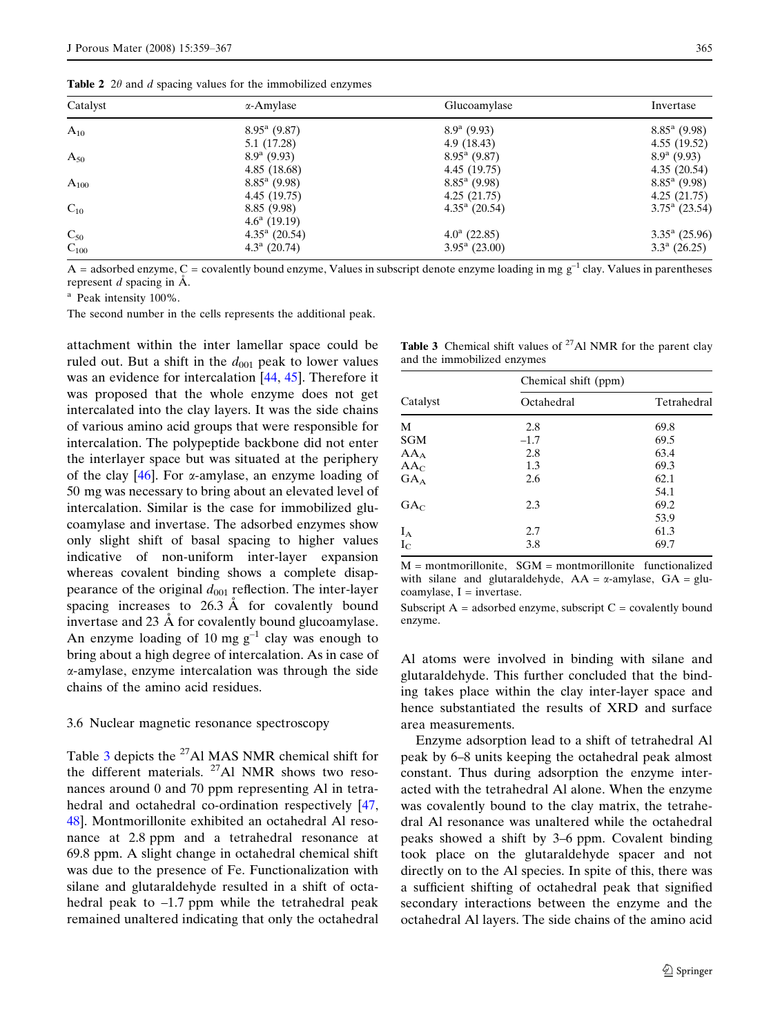**Table 2** 2$\theta$ and $d$ spacing values for the immobilized enzymes

| Catalyst | $\alpha$-Amylase | Glucoamylase | Invertase |
|---|---|---|---|
| $A_{10}$ | 8.95[a] (9.87) | 8.9[a] (9.93) | 8.85[a] (9.98) |
| | 5.1 (17.28) | 4.9 (18.43) | 4.55 (19.52) |
| $A_{50}$ | 8.9[a] (9.93) | 8.95[a] (9.87) | 8.9[a] (9.93) |
| | 4.85 (18.68) | 4.45 (19.75) | 4.35 (20.54) |
| $A_{100}$ | 8.85[a] (9.98) | 8.85[a] (9.98) | 8.85[a] (9.98) |
| | 4.45 (19.75) | 4.25 (21.75) | 4.25 (21.75) |
| $C_{10}$ | 8.85 (9.98) | 4.35[a] (20.54) | 3.75[a] (23.54) |
| | 4.6[a] (19.19) | | |
| $C_{50}$ | 4.35[a] (20.54) | 4.0[a] (22.85) | 3.35[a] (25.96) |
| $C_{100}$ | 4.3[a] (20.74) | 3.95[a] (23.00) | 3.3[a] (26.25) |

A = adsorbed enzyme, C = covalently bound enzyme, Values in subscript denote enzyme loading in mg $g^{-1}$ clay. Values in parentheses represent $d$ spacing in Å.

[a] Peak intensity 100%.

The second number in the cells represents the additional peak.

attachment within the inter lamellar space could be ruled out. But a shift in the $d_{001}$ peak to lower values was an evidence for intercalation [44, 45]. Therefore it was proposed that the whole enzyme does not get intercalated into the clay layers. It was the side chains of various amino acid groups that were responsible for intercalation. The polypeptide backbone did not enter the interlayer space but was situated at the periphery of the clay [46]. For $\alpha$-amylase, an enzyme loading of 50 mg was necessary to bring about an elevated level of intercalation. Similar is the case for immobilized glucoamylase and invertase. The adsorbed enzymes show only slight shift of basal spacing to higher values indicative of non-uniform inter-layer expansion whereas covalent binding shows a complete disappearance of the original $d_{001}$ reflection. The inter-layer spacing increases to 26.3 Å for covalently bound invertase and 23 Å for covalently bound glucoamylase. An enzyme loading of 10 mg $g^{-1}$ clay was enough to bring about a high degree of intercalation. As in case of $\alpha$-amylase, enzyme intercalation was through the side chains of the amino acid residues.

### 3.6 Nuclear magnetic resonance spectroscopy

Table 3 depicts the $^{27}$Al MAS NMR chemical shift for the different materials. $^{27}$Al NMR shows two resonances around 0 and 70 ppm representing Al in tetrahedral and octahedral co-ordination respectively [47, 48]. Montmorillonite exhibited an octahedral Al resonance at 2.8 ppm and a tetrahedral resonance at 69.8 ppm. A slight change in octahedral chemical shift was due to the presence of Fe. Functionalization with silane and glutaraldehyde resulted in a shift of octahedral peak to –1.7 ppm while the tetrahedral peak remained unaltered indicating that only the octahedral Al atoms were involved in binding with silane and glutaraldehyde. This further concluded that the binding takes place within the clay inter-layer space and hence substantiated the results of XRD and surface area measurements.

**Table 3** Chemical shift values of $^{27}$Al NMR for the parent clay and the immobilized enzymes

| Catalyst | Chemical shift (ppm) | |
|---|---|---|
| | Octahedral | Tetrahedral |
| M | 2.8 | 69.8 |
| SGM | –1.7 | 69.5 |
| $AA_A$ | 2.8 | 63.4 |
| $AA_C$ | 1.3 | 69.3 |
| $GA_A$ | 2.6 | 62.1 |
| | | 54.1 |
| $GA_C$ | 2.3 | 69.2 |
| | | 53.9 |
| $I_A$ | 2.7 | 61.3 |
| $I_C$ | 3.8 | 69.7 |

M = montmorillonite, SGM = montmorillonite functionalized with silane and glutaraldehyde, AA = $\alpha$-amylase, GA = glucoamylase, I = invertase.

Subscript A = adsorbed enzyme, subscript C = covalently bound enzyme.

Enzyme adsorption lead to a shift of tetrahedral Al peak by 6–8 units keeping the octahedral peak almost constant. Thus during adsorption the enzyme interacted with the tetrahedral Al alone. When the enzyme was covalently bound to the clay matrix, the tetrahedral Al resonance was unaltered while the octahedral peaks showed a shift by 3–6 ppm. Covalent binding took place on the glutaraldehyde spacer and not directly on to the Al species. In spite of this, there was a sufficient shifting of octahedral peak that signified secondary interactions between the enzyme and the octahedral Al layers. The side chains of the amino acid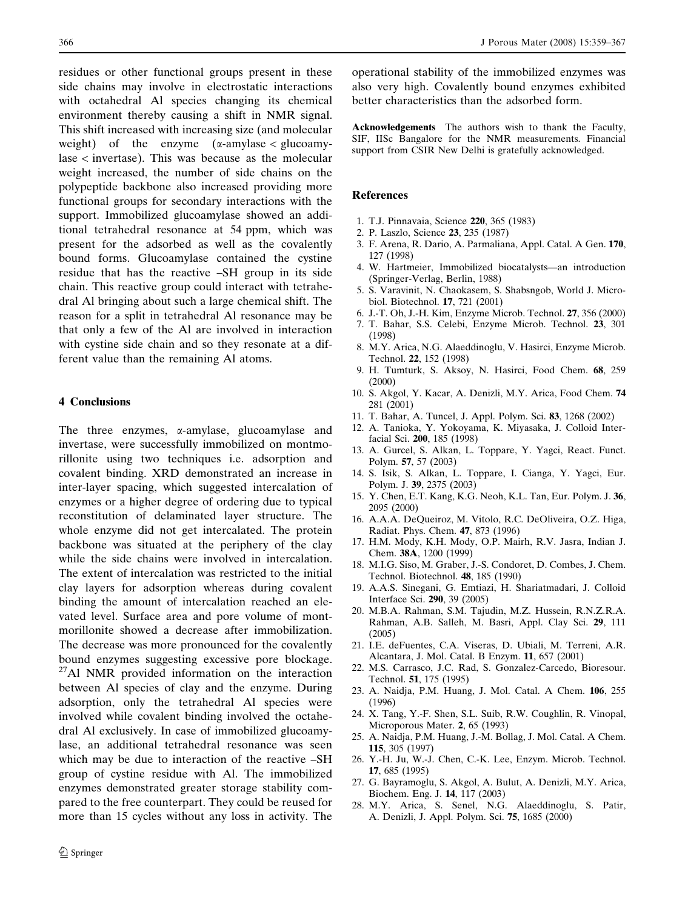residues or other functional groups present in these side chains may involve in electrostatic interactions with octahedral Al species changing its chemical environment thereby causing a shift in NMR signal. This shift increased with increasing size (and molecular weight) of the enzyme (α-amylase < glucoamylase < invertase). This was because as the molecular weight increased, the number of side chains on the polypeptide backbone also increased providing more functional groups for secondary interactions with the support. Immobilized glucoamylase showed an additional tetrahedral resonance at 54 ppm, which was present for the adsorbed as well as the covalently bound forms. Glucoamylase contained the cystine residue that has the reactive –SH group in its side chain. This reactive group could interact with tetrahedral Al bringing about such a large chemical shift. The reason for a split in tetrahedral Al resonance may be that only a few of the Al are involved in interaction with cystine side chain and so they resonate at a different value than the remaining Al atoms.

## 4 Conclusions

The three enzymes, α-amylase, glucoamylase and invertase, were successfully immobilized on montmorillonite using two techniques i.e. adsorption and covalent binding. XRD demonstrated an increase in inter-layer spacing, which suggested intercalation of enzymes or a higher degree of ordering due to typical reconstitution of delaminated layer structure. The whole enzyme did not get intercalated. The protein backbone was situated at the periphery of the clay while the side chains were involved in intercalation. The extent of intercalation was restricted to the initial clay layers for adsorption whereas during covalent binding the amount of intercalation reached an elevated level. Surface area and pore volume of montmorillonite showed a decrease after immobilization. The decrease was more pronounced for the covalently bound enzymes suggesting excessive pore blockage. $^{27}$Al NMR provided information on the interaction between Al species of clay and the enzyme. During adsorption, only the tetrahedral Al species were involved while covalent binding involved the octahedral Al exclusively. In case of immobilized glucoamylase, an additional tetrahedral resonance was seen which may be due to interaction of the reactive –SH group of cystine residue with Al. The immobilized enzymes demonstrated greater storage stability compared to the free counterpart. They could be reused for more than 15 cycles without any loss in activity. The operational stability of the immobilized enzymes was also very high. Covalently bound enzymes exhibited better characteristics than the adsorbed form.

**Acknowledgements** The authors wish to thank the Faculty, SIF, IISc Bangalore for the NMR measurements. Financial support from CSIR New Delhi is gratefully acknowledged.

## References

1. T.J. Pinnavaia, Science **220**, 365 (1983)
2. P. Laszlo, Science **23**, 235 (1987)
3. F. Arena, R. Dario, A. Parmaliana, Appl. Catal. A Gen. **170**, 127 (1998)
4. W. Hartmeier, Immobilized biocatalysts—an introduction (Springer-Verlag, Berlin, 1988)
5. S. Varavinit, N. Chaokasem, S. Shabsngob, World J. Microbiol. Biotechnol. **17**, 721 (2001)
6. J.-T. Oh, J.-H. Kim, Enzyme Microb. Technol. **27**, 356 (2000)
7. T. Bahar, S.S. Celebi, Enzyme Microb. Technol. **23**, 301 (1998)
8. M.Y. Arica, N.G. Alaeddinoglu, V. Hasirci, Enzyme Microb. Technol. **22**, 152 (1998)
9. H. Tumturk, S. Aksoy, N. Hasirci, Food Chem. **68**, 259 (2000)
10. S. Akgol, Y. Kacar, A. Denizli, M.Y. Arica, Food Chem. **74** 281 (2001)
11. T. Bahar, A. Tuncel, J. Appl. Polym. Sci. **83**, 1268 (2002)
12. A. Tanioka, Y. Yokoyama, K. Miyasaka, J. Colloid Interfacial Sci. **200**, 185 (1998)
13. A. Gurcel, S. Alkan, L. Toppare, Y. Yagci, React. Funct. Polym. **57**, 57 (2003)
14. S. Isik, S. Alkan, L. Toppare, I. Cianga, Y. Yagci, Eur. Polym. J. **39**, 2375 (2003)
15. Y. Chen, E.T. Kang, K.G. Neoh, K.L. Tan, Eur. Polym. J. **36**, 2095 (2000)
16. A.A.A. DeQueiroz, M. Vitolo, R.C. DeOliveira, O.Z. Higa, Radiat. Phys. Chem. **47**, 873 (1996)
17. H.M. Mody, K.H. Mody, O.P. Mairh, R.V. Jasra, Indian J. Chem. **38A**, 1200 (1999)
18. M.I.G. Siso, M. Graber, J.-S. Condoret, D. Combes, J. Chem. Technol. Biotechnol. **48**, 185 (1990)
19. A.A.S. Sinegani, G. Emtiazi, H. Shariatmadari, J. Colloid Interface Sci. **290**, 39 (2005)
20. M.B.A. Rahman, S.M. Tajudin, M.Z. Hussein, R.N.Z.R.A. Rahman, A.B. Salleh, M. Basri, Appl. Clay Sci. **29**, 111 (2005)
21. I.E. deFuentes, C.A. Viseras, D. Ubiali, M. Terreni, A.R. Alcantara, J. Mol. Catal. B Enzym. **11**, 657 (2001)
22. M.S. Carrasco, J.C. Rad, S. Gonzalez-Carcedo, Bioresour. Technol. **51**, 175 (1995)
23. A. Naidja, P.M. Huang, J. Mol. Catal. A Chem. **106**, 255 (1996)
24. X. Tang, Y.-F. Shen, S.L. Suib, R.W. Coughlin, R. Vinopal, Microporous Mater. **2**, 65 (1993)
25. A. Naidja, P.M. Huang, J.-M. Bollag, J. Mol. Catal. A Chem. **115**, 305 (1997)
26. Y.-H. Ju, W.-J. Chen, C.-K. Lee, Enzym. Microb. Technol. **17**, 685 (1995)
27. G. Bayramoglu, S. Akgol, A. Bulut, A. Denizli, M.Y. Arica, Biochem. Eng. J. **14**, 117 (2003)
28. M.Y. Arica, S. Senel, N.G. Alaeddinoglu, S. Patir, A. Denizli, J. Appl. Polym. Sci. **75**, 1685 (2000)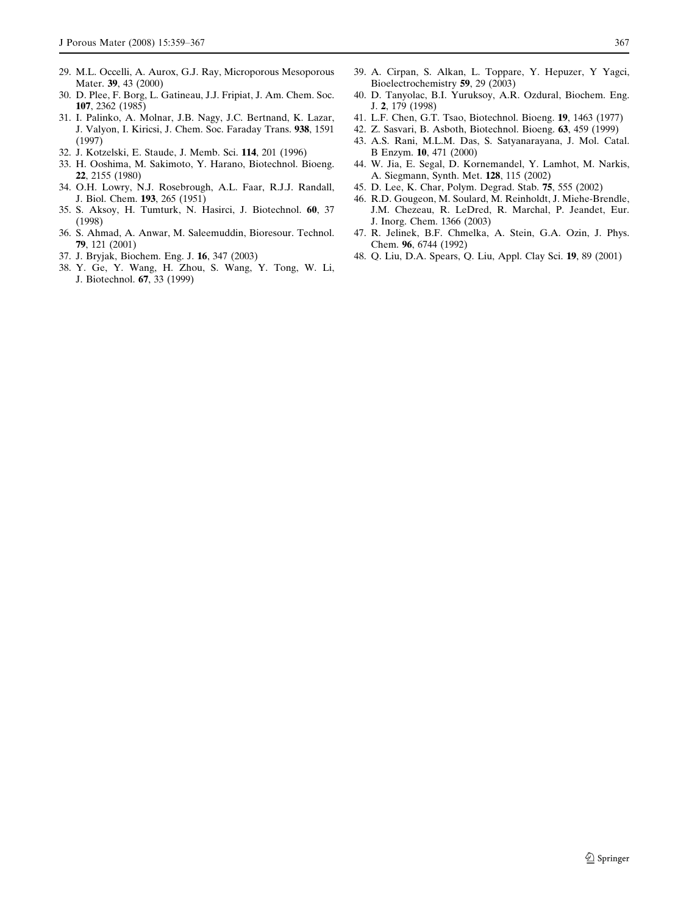29. M.L. Occelli, A. Aurox, G.J. Ray, Microporous Mesoporous Mater. **39**, 43 (2000)
30. D. Plee, F. Borg, L. Gatineau, J.J. Fripiat, J. Am. Chem. Soc. **107**, 2362 (1985)
31. I. Palinko, A. Molnar, J.B. Nagy, J.C. Bertnand, K. Lazar, J. Valyon, I. Kiricsi, J. Chem. Soc. Faraday Trans. **938**, 1591 (1997)
32. J. Kotzelski, E. Staude, J. Memb. Sci. **114**, 201 (1996)
33. H. Ooshima, M. Sakimoto, Y. Harano, Biotechnol. Bioeng. **22**, 2155 (1980)
34. O.H. Lowry, N.J. Rosebrough, A.L. Faar, R.J.J. Randall, J. Biol. Chem. **193**, 265 (1951)
35. S. Aksoy, H. Tumturk, N. Hasirci, J. Biotechnol. **60**, 37 (1998)
36. S. Ahmad, A. Anwar, M. Saleemuddin, Bioresour. Technol. **79**, 121 (2001)
37. J. Bryjak, Biochem. Eng. J. **16**, 347 (2003)
38. Y. Ge, Y. Wang, H. Zhou, S. Wang, Y. Tong, W. Li, J. Biotechnol. **67**, 33 (1999)
39. A. Cirpan, S. Alkan, L. Toppare, Y. Hepuzer, Y Yagci, Bioelectrochemistry **59**, 29 (2003)
40. D. Tanyolac, B.I. Yuruksoy, A.R. Ozdural, Biochem. Eng. J. **2**, 179 (1998)
41. L.F. Chen, G.T. Tsao, Biotechnol. Bioeng. **19**, 1463 (1977)
42. Z. Sasvari, B. Asboth, Biotechnol. Bioeng. **63**, 459 (1999)
43. A.S. Rani, M.L.M. Das, S. Satyanarayana, J. Mol. Catal. B Enzym. **10**, 471 (2000)
44. W. Jia, E. Segal, D. Kornemandel, Y. Lamhot, M. Narkis, A. Siegmann, Synth. Met. **128**, 115 (2002)
45. D. Lee, K. Char, Polym. Degrad. Stab. **75**, 555 (2002)
46. R.D. Gougeon, M. Soulard, M. Reinholdt, J. Miehe-Brendle, J.M. Chezeau, R. LeDred, R. Marchal, P. Jeandet, Eur. J. Inorg. Chem. 1366 (2003)
47. R. Jelinek, B.F. Chmelka, A. Stein, G.A. Ozin, J. Phys. Chem. **96**, 6744 (1992)
48. Q. Liu, D.A. Spears, Q. Liu, Appl. Clay Sci. **19**, 89 (2001)